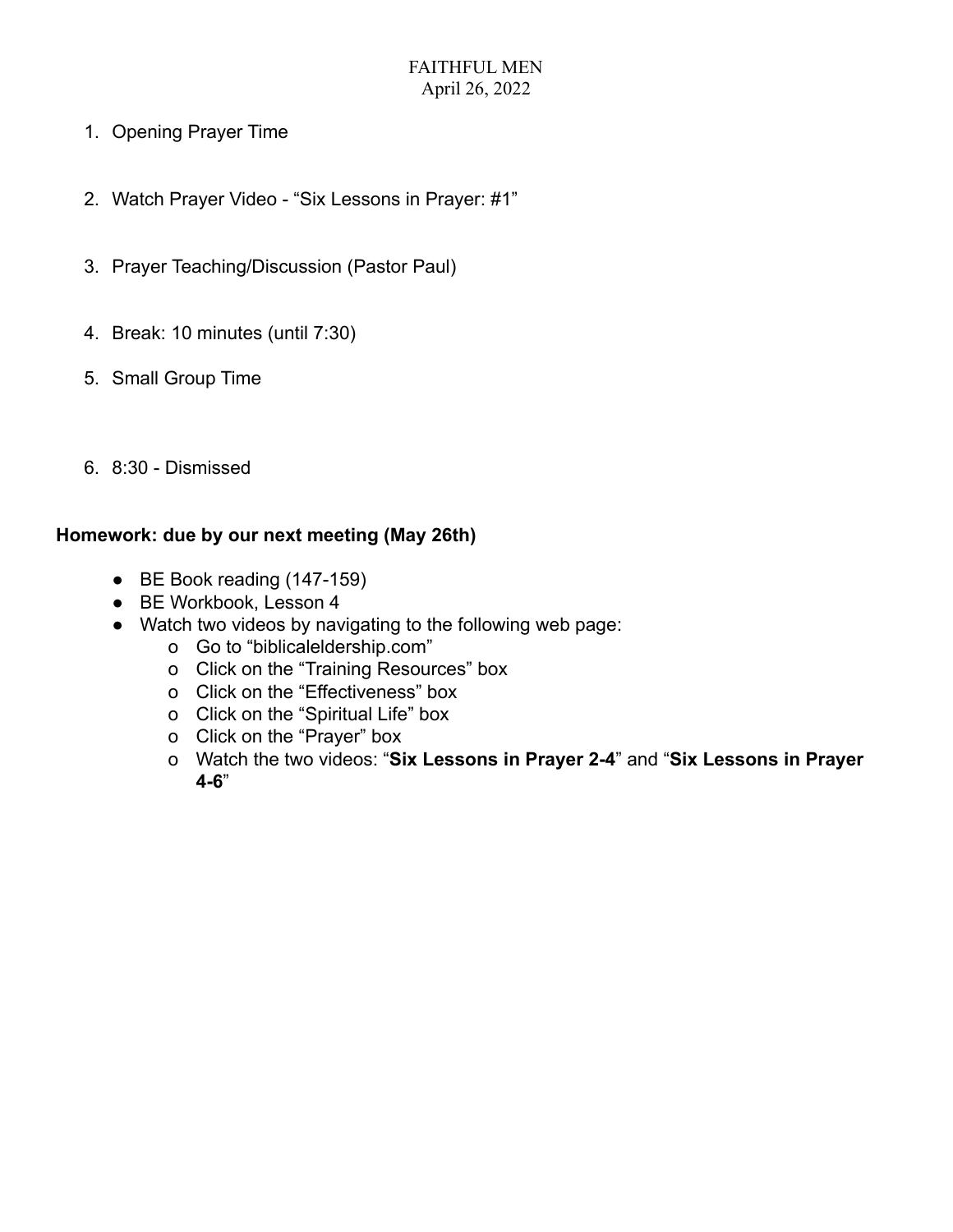# FAITHFUL MEN
April 26, 2022

1. Opening Prayer Time

2. Watch Prayer Video - "Six Lessons in Prayer: #1"

3. Prayer Teaching/Discussion (Pastor Paul)

4. Break: 10 minutes (until 7:30)

5. Small Group Time

6. 8:30 - Dismissed

**Homework: due by our next meeting (May 26th)**

- BE Book reading (147-159)
- BE Workbook, Lesson 4
- Watch two videos by navigating to the following web page:
  - Go to "biblicaleldership.com"
  - Click on the "Training Resources" box
  - Click on the "Effectiveness" box
  - Click on the "Spiritual Life" box
  - Click on the "Prayer" box
  - Watch the two videos: "**Six Lessons in Prayer 2-4**" and "**Six Lessons in Prayer 4-6**"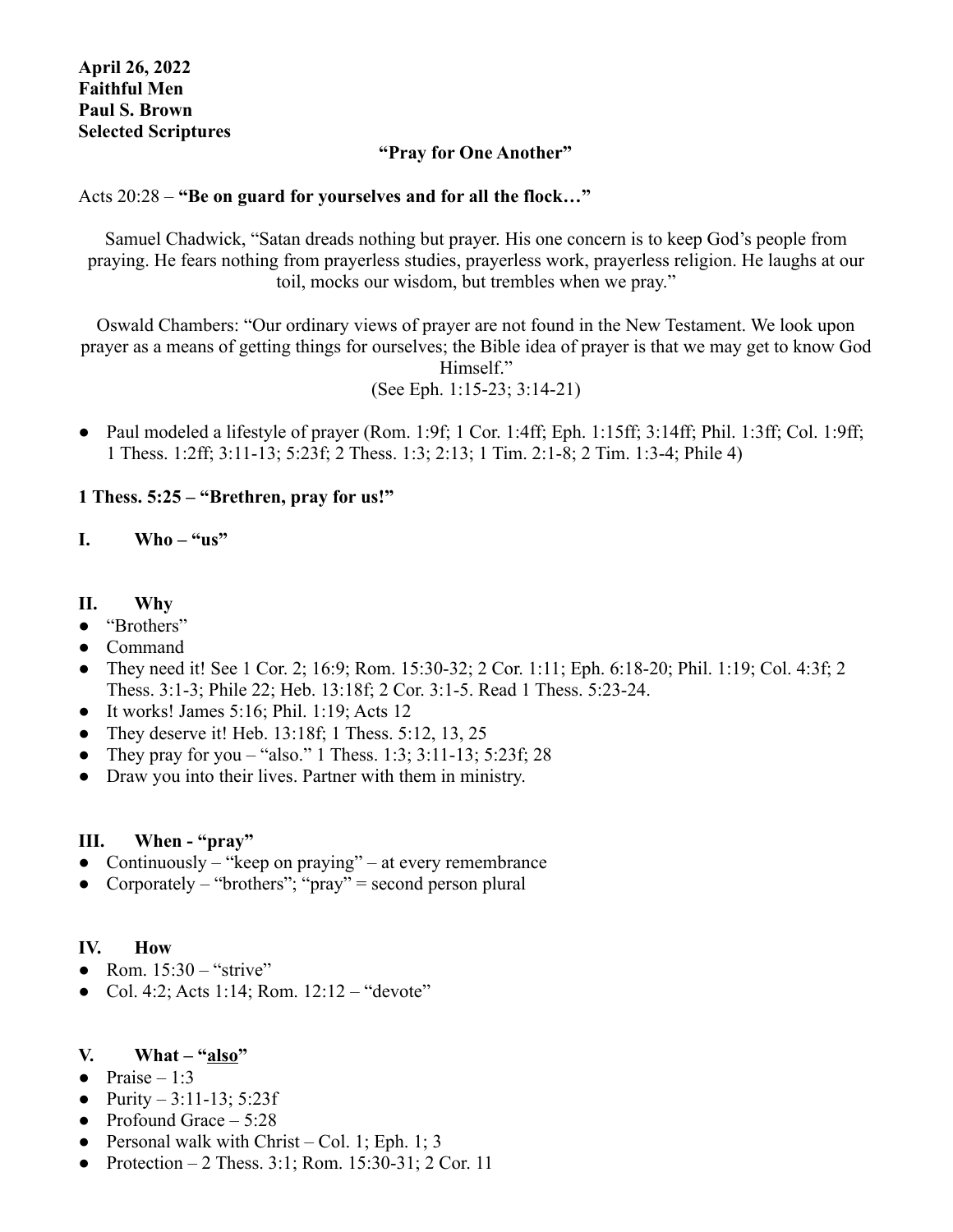**April 26, 2022**
**Faithful Men**
**Paul S. Brown**
**Selected Scriptures**

## "Pray for One Another"

Acts 20:28 – **"Be on guard for yourselves and for all the flock…"**

Samuel Chadwick, "Satan dreads nothing but prayer. His one concern is to keep God's people from praying. He fears nothing from prayerless studies, prayerless work, prayerless religion. He laughs at our toil, mocks our wisdom, but trembles when we pray."

Oswald Chambers: "Our ordinary views of prayer are not found in the New Testament. We look upon prayer as a means of getting things for ourselves; the Bible idea of prayer is that we may get to know God Himself."
(See Eph. 1:15-23; 3:14-21)

- Paul modeled a lifestyle of prayer (Rom. 1:9f; 1 Cor. 1:4ff; Eph. 1:15ff; 3:14ff; Phil. 1:3ff; Col. 1:9ff; 1 Thess. 1:2ff; 3:11-13; 5:23f; 2 Thess. 1:3; 2:13; 1 Tim. 2:1-8; 2 Tim. 1:3-4; Phile 4)

**1 Thess. 5:25 – "Brethren, pray for us!"**

### I. Who – "us"

### II. Why

- "Brothers"
- Command
- They need it! See 1 Cor. 2; 16:9; Rom. 15:30-32; 2 Cor. 1:11; Eph. 6:18-20; Phil. 1:19; Col. 4:3f; 2 Thess. 3:1-3; Phile 22; Heb. 13:18f; 2 Cor. 3:1-5. Read 1 Thess. 5:23-24.
- It works! James 5:16; Phil. 1:19; Acts 12
- They deserve it! Heb. 13:18f; 1 Thess. 5:12, 13, 25
- They pray for you – "also." 1 Thess. 1:3; 3:11-13; 5:23f; 28
- Draw you into their lives. Partner with them in ministry.

### III. When - "pray"

- Continuously – "keep on praying" – at every remembrance
- Corporately – "brothers"; "pray" = second person plural

### IV. How

- Rom. 15:30 – "strive"
- Col. 4:2; Acts 1:14; Rom. 12:12 – "devote"

### V. What – "<u>also</u>"

- Praise – 1:3
- Purity – 3:11-13; 5:23f
- Profound Grace – 5:28
- Personal walk with Christ – Col. 1; Eph. 1; 3
- Protection – 2 Thess. 3:1; Rom. 15:30-31; 2 Cor. 11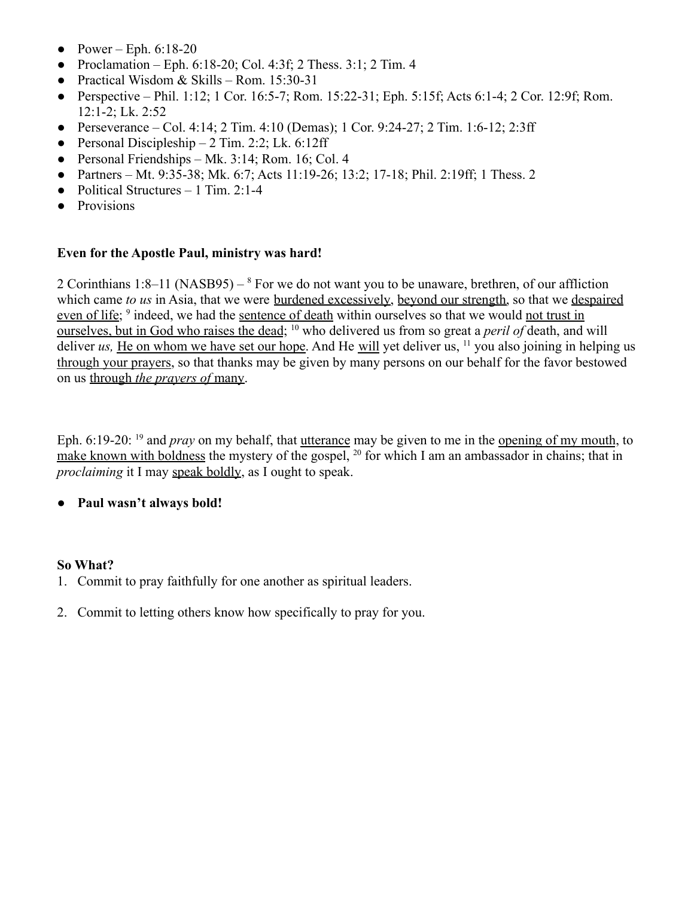- Power – Eph. 6:18-20
- Proclamation – Eph. 6:18-20; Col. 4:3f; 2 Thess. 3:1; 2 Tim. 4
- Practical Wisdom & Skills – Rom. 15:30-31
- Perspective – Phil. 1:12; 1 Cor. 16:5-7; Rom. 15:22-31; Eph. 5:15f; Acts 6:1-4; 2 Cor. 12:9f; Rom. 12:1-2; Lk. 2:52
- Perseverance – Col. 4:14; 2 Tim. 4:10 (Demas); 1 Cor. 9:24-27; 2 Tim. 1:6-12; 2:3ff
- Personal Discipleship – 2 Tim. 2:2; Lk. 6:12ff
- Personal Friendships – Mk. 3:14; Rom. 16; Col. 4
- Partners – Mt. 9:35-38; Mk. 6:7; Acts 11:19-26; 13:2; 17-18; Phil. 2:19ff; 1 Thess. 2
- Political Structures – 1 Tim. 2:1-4
- Provisions

**Even for the Apostle Paul, ministry was hard!**

2 Corinthians 1:8–11 (NASB95) – [8] For we do not want you to be unaware, brethren, of our affliction which came *to us* in Asia, that we were burdened excessively, beyond our strength, so that we despaired even of life; [9] indeed, we had the sentence of death within ourselves so that we would not trust in ourselves, but in God who raises the dead; [10] who delivered us from so great a *peril of* death, and will deliver *us,* He on whom we have set our hope. And He will yet deliver us, [11] you also joining in helping us through your prayers, so that thanks may be given by many persons on our behalf for the favor bestowed on us through *the prayers of* many.

Eph. 6:19-20: [19] and *pray* on my behalf, that utterance may be given to me in the opening of my mouth, to make known with boldness the mystery of the gospel, [20] for which I am an ambassador in chains; that in *proclaiming* it I may speak boldly, as I ought to speak.

- **Paul wasn't always bold!**

**So What?**

1. Commit to pray faithfully for one another as spiritual leaders.

2. Commit to letting others know how specifically to pray for you.